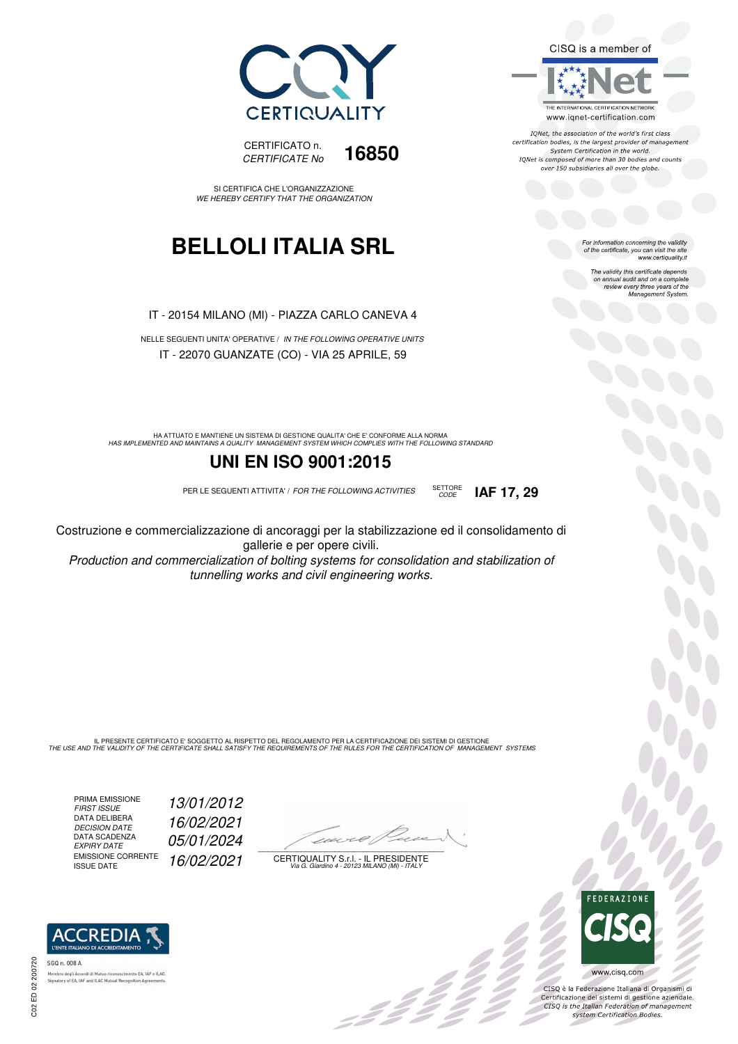CERTIQUALITY

CERTIFICATO n.
*CERTIFICATE No* **16850**

SI CERTIFICA CHE L'ORGANIZZAZIONE
*WE HEREBY CERTIFY THAT THE ORGANIZATION*

# BELLOLI ITALIA SRL

IT - 20154 MILANO (MI) - PIAZZA CARLO CANEVA 4

NELLE SEGUENTI UNITA' OPERATIVE / *IN THE FOLLOWING OPERATIVE UNITS*

IT - 22070 GUANZATE (CO) - VIA 25 APRILE, 59

HA ATTUATO E MANTIENE UN SISTEMA DI GESTIONE QUALITA' CHE E' CONFORME ALLA NORMA
*HAS IMPLEMENTED AND MAINTAINS A QUALITY MANAGEMENT SYSTEM WHICH COMPLIES WITH THE FOLLOWING STANDARD*

## UNI EN ISO 9001:2015

PER LE SEGUENTI ATTIVITA' / *FOR THE FOLLOWING ACTIVITIES* SETTORE *CODE* **IAF 17, 29**

Costruzione e commercializzazione di ancoraggi per la stabilizzazione ed il consolidamento di gallerie e per opere civili.

*Production and commercialization of bolting systems for consolidation and stabilization of tunnelling works and civil engineering works.*

IL PRESENTE CERTIFICATO E' SOGGETTO AL RISPETTO DEL REGOLAMENTO PER LA CERTIFICAZIONE DEI SISTEMI DI GESTIONE
*THE USE AND THE VALIDITY OF THE CERTIFICATE SHALL SATISFY THE REQUIREMENTS OF THE RULES FOR THE CERTIFICATION OF MANAGEMENT SYSTEMS*

| | |
|---|---|
| PRIMA EMISSIONE *FIRST ISSUE* | *13/01/2012* |
| DATA DELIBERA *DECISION DATE* | *16/02/2021* |
| DATA SCADENZA *EXPIRY DATE* | *05/01/2024* |
| EMISSIONE CORRENTE *ISSUE DATE* | *16/02/2021* |

CERTIQUALITY S.r.l. - IL PRESIDENTE
*Via G. Giardino 4 - 20123 MILANO (MI) - ITALY*

CISQ is a member of IQNet

THE INTERNATIONAL CERTIFICATION NETWORK
www.iqnet-certification.com

*IQNet, the association of the world's first class certification bodies, is the largest provider of management System Certification in the world. IQNet is composed of more than 30 bodies and counts over 150 subsidiaries all over the globe.*

*For information concerning the validity of the certificate, you can visit the site www.certiquality.it*

*The validity this certificate depends on annual audit and on a complete review every three years of the Management System.*

ACCREDIA
L'ENTE ITALIANO DI ACCREDITAMENTO

SGQ n. 008 A

Membro degli Accordi di Mutuo riconoscimento EA, IAF e ILAC.
Signatory of EA, IAF and ILAC Mutual Recognition Agreements.

FEDERAZIONE CISQ

www.cisq.com

CISQ è la Federazione Italiana di Organismi di Certificazione dei sistemi di gestione aziendale.
*CISQ is the Italian Federation of management system Certification Bodies.*

C02 ED 02 200720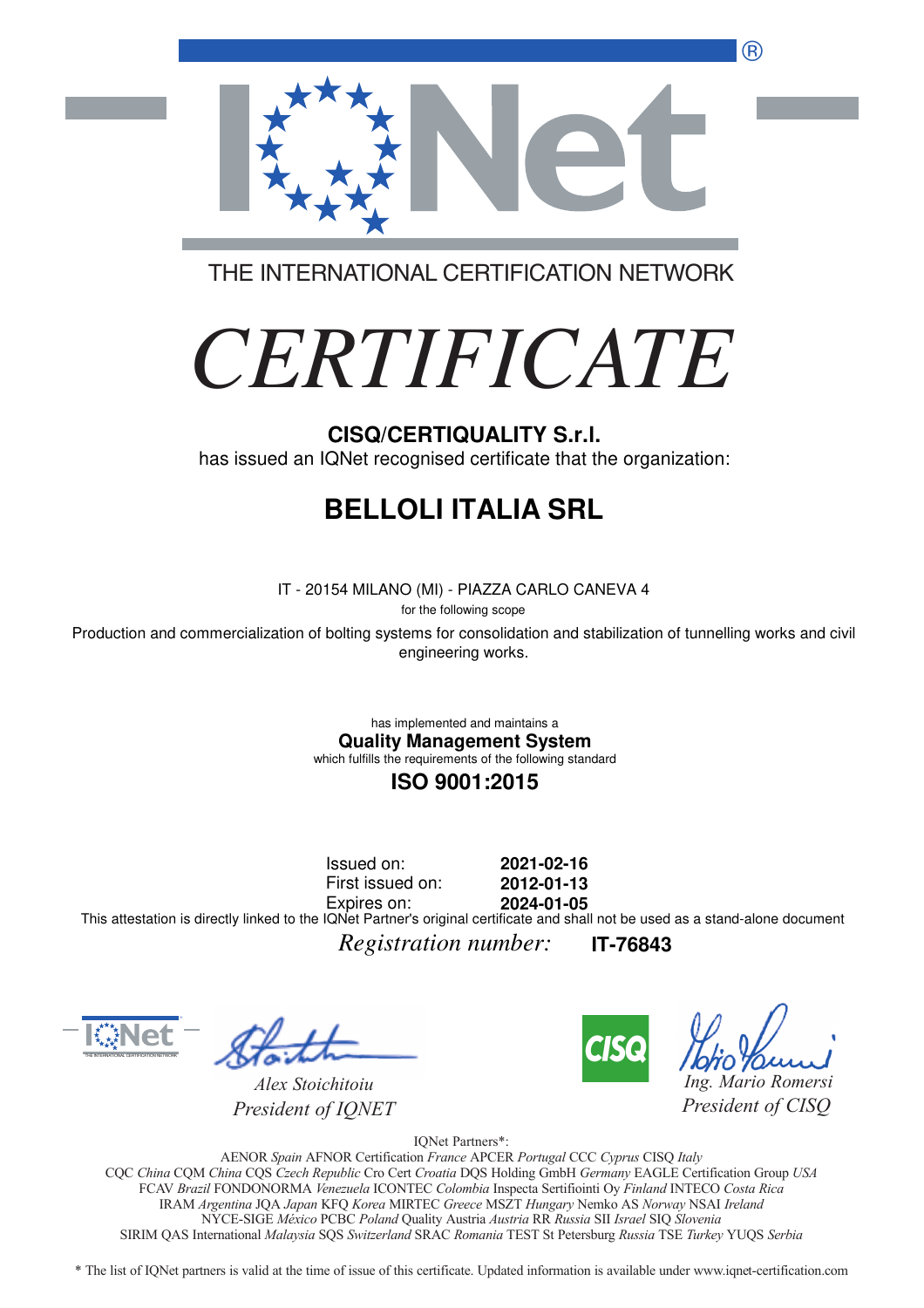THE INTERNATIONAL CERTIFICATION NETWORK

# *CERTIFICATE*

**CISQ/CERTIQUALITY S.r.l.**

has issued an IQNet recognised certificate that the organization:

## BELLOLI ITALIA SRL

IT - 20154 MILANO (MI) - PIAZZA CARLO CANEVA 4

for the following scope

Production and commercialization of bolting systems for consolidation and stabilization of tunnelling works and civil engineering works.

has implemented and maintains a

**Quality Management System**

which fulfills the requirements of the following standard

**ISO 9001:2015**

Issued on: **2021-02-16**
First issued on: **2012-01-13**
Expires on: **2024-01-05**

This attestation is directly linked to the IQNet Partner's original certificate and shall not be used as a stand-alone document

*Registration number:* **IT-76843**

*Alex Stoichitoiu*
*President of IQNET*

*Ing. Mario Romersi*
*President of CISQ*

IQNet Partners*:

AENOR *Spain* AFNOR Certification *France* APCER *Portugal* CCC *Cyprus* CISQ *Italy*
CQC *China* CQM *China* CQS *Czech Republic* Cro Cert *Croatia* DQS Holding GmbH *Germany* EAGLE Certification Group *USA*
FCAV *Brazil* FONDONORMA *Venezuela* ICONTEC *Colombia* Inspecta Sertifiointi Oy *Finland* INTECO *Costa Rica*
IRAM *Argentina* JQA *Japan* KFQ *Korea* MIRTEC *Greece* MSZT *Hungary* Nemko AS *Norway* NSAI *Ireland*
NYCE-SIGE *México* PCBC *Poland* Quality Austria *Austria* RR *Russia* SII *Israel* SIQ *Slovenia*
SIRIM QAS International *Malaysia* SQS *Switzerland* SRAC *Romania* TEST St Petersburg *Russia* TSE *Turkey* YUQS *Serbia*

\* The list of IQNet partners is valid at the time of issue of this certificate. Updated information is available under www.iqnet-certification.com